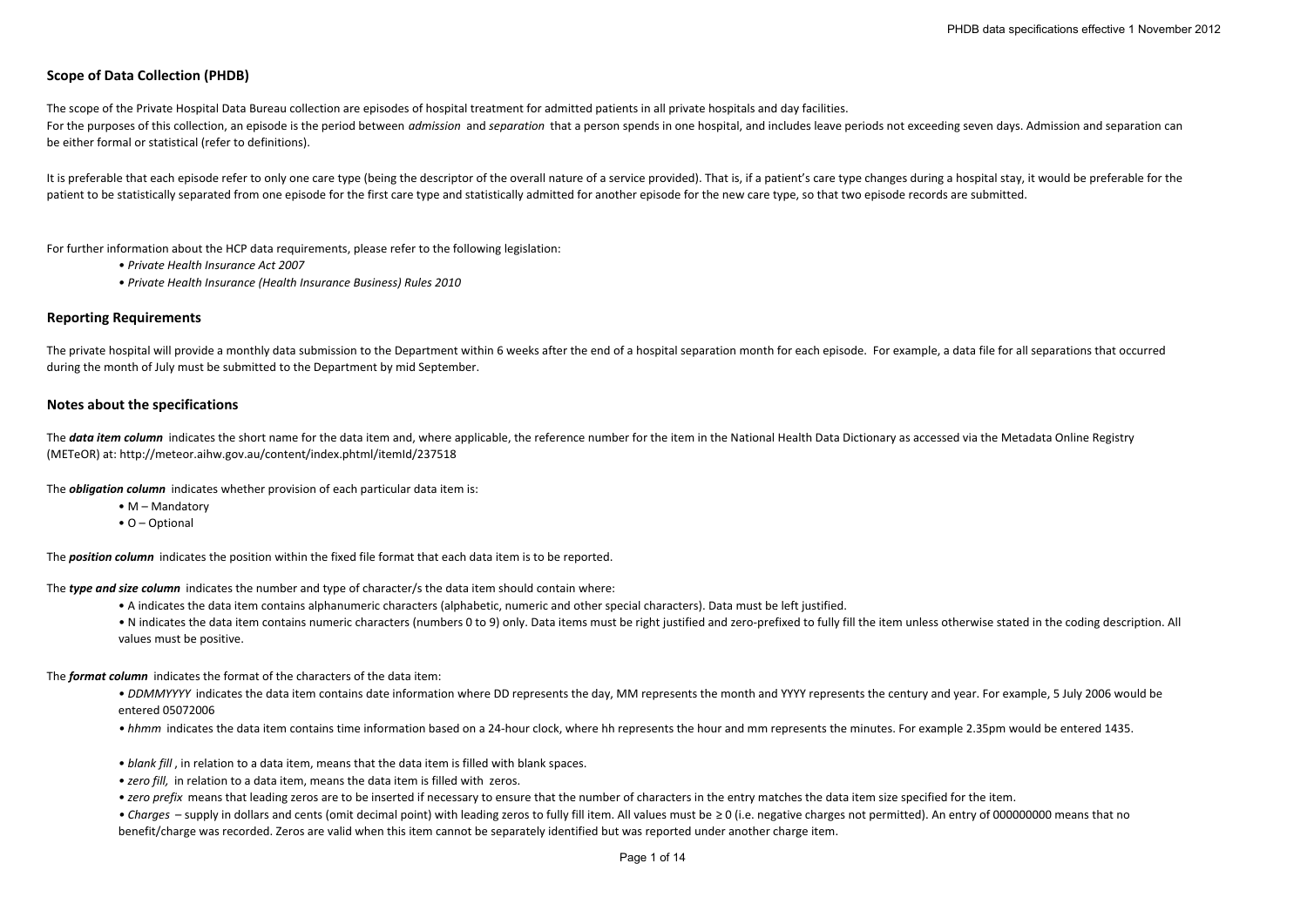## Scope of Data Collection (PHDB)

The scope of the Private Hospital Data Bureau collection are episodes of hospital treatment for admitted patients in all private hospitals and day facilities.
For the purposes of this collection, an episode is the period between *admission* and *separation* that a person spends in one hospital, and includes leave periods not exceeding seven days. Admission and separation can be either formal or statistical (refer to definitions).

It is preferable that each episode refer to only one care type (being the descriptor of the overall nature of a service provided). That is, if a patient's care type changes during a hospital stay, it would be preferable for the patient to be statistically separated from one episode for the first care type and statistically admitted for another episode for the new care type, so that two episode records are submitted.

For further information about the HCP data requirements, please refer to the following legislation:

- *Private Health Insurance Act 2007*
- *Private Health Insurance (Health Insurance Business) Rules 2010*

## Reporting Requirements

The private hospital will provide a monthly data submission to the Department within 6 weeks after the end of a hospital separation month for each episode. For example, a data file for all separations that occurred during the month of July must be submitted to the Department by mid September.

## Notes about the specifications

The ***data item column*** indicates the short name for the data item and, where applicable, the reference number for the item in the National Health Data Dictionary as accessed via the Metadata Online Registry (METeOR) at: http://meteor.aihw.gov.au/content/index.phtml/itemId/237518

The ***obligation column*** indicates whether provision of each particular data item is:

- M – Mandatory
- O – Optional

The ***position column*** indicates the position within the fixed file format that each data item is to be reported.

The ***type and size column*** indicates the number and type of character/s the data item should contain where:

- A indicates the data item contains alphanumeric characters (alphabetic, numeric and other special characters). Data must be left justified.
- N indicates the data item contains numeric characters (numbers 0 to 9) only. Data items must be right justified and zero-prefixed to fully fill the item unless otherwise stated in the coding description. All values must be positive.

The ***format column*** indicates the format of the characters of the data item:

- *DDMMYYYY* indicates the data item contains date information where DD represents the day, MM represents the month and YYYY represents the century and year. For example, 5 July 2006 would be entered 05072006
- *hhmm* indicates the data item contains time information based on a 24-hour clock, where hh represents the hour and mm represents the minutes. For example 2.35pm would be entered 1435.
- *blank fill*, in relation to a data item, means that the data item is filled with blank spaces.
- *zero fill,* in relation to a data item, means the data item is filled with zeros.
- *zero prefix* means that leading zeros are to be inserted if necessary to ensure that the number of characters in the entry matches the data item size specified for the item.
- *Charges* – supply in dollars and cents (omit decimal point) with leading zeros to fully fill item. All values must be ≥ 0 (i.e. negative charges not permitted). An entry of 000000000 means that no benefit/charge was recorded. Zeros are valid when this item cannot be separately identified but was reported under another charge item.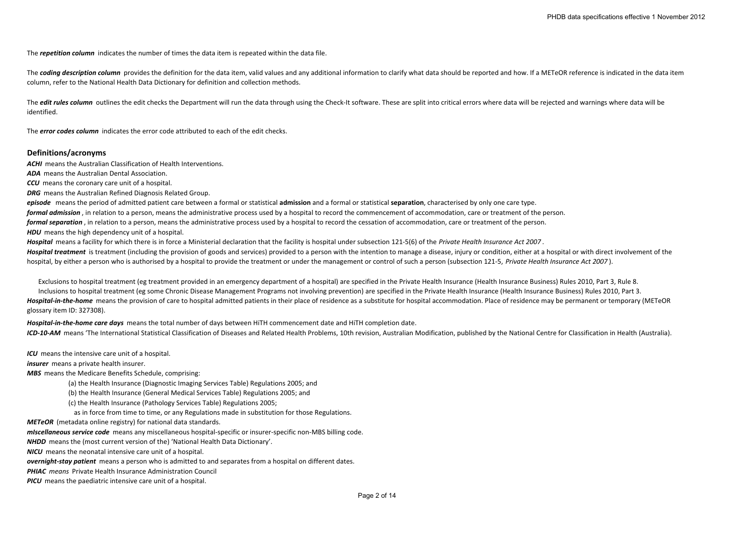The ***repetition column*** indicates the number of times the data item is repeated within the data file.

The ***coding description column*** provides the definition for the data item, valid values and any additional information to clarify what data should be reported and how. If a METeOR reference is indicated in the data item column, refer to the National Health Data Dictionary for definition and collection methods.

The ***edit rules column*** outlines the edit checks the Department will run the data through using the Check-It software. These are split into critical errors where data will be rejected and warnings where data will be identified.

The ***error codes column*** indicates the error code attributed to each of the edit checks.

## Definitions/acronyms

***ACHI*** means the Australian Classification of Health Interventions.

***ADA*** means the Australian Dental Association.

***CCU*** means the coronary care unit of a hospital.

***DRG*** means the Australian Refined Diagnosis Related Group.

***episode*** means the period of admitted patient care between a formal or statistical **admission** and a formal or statistical **separation**, characterised by only one care type.

***formal admission***, in relation to a person, means the administrative process used by a hospital to record the commencement of accommodation, care or treatment of the person.

***formal separation***, in relation to a person, means the administrative process used by a hospital to record the cessation of accommodation, care or treatment of the person.

***HDU*** means the high dependency unit of a hospital.

***Hospital*** means a facility for which there is in force a Ministerial declaration that the facility is hospital under subsection 121-5(6) of the *Private Health Insurance Act 2007*.

***Hospital treatment*** is treatment (including the provision of goods and services) provided to a person with the intention to manage a disease, injury or condition, either at a hospital or with direct involvement of the hospital, by either a person who is authorised by a hospital to provide the treatment or under the management or control of such a person (subsection 121-5, *Private Health Insurance Act 2007*).

Exclusions to hospital treatment (eg treatment provided in an emergency department of a hospital) are specified in the Private Health Insurance (Health Insurance Business) Rules 2010, Part 3, Rule 8.

Inclusions to hospital treatment (eg some Chronic Disease Management Programs not involving prevention) are specified in the Private Health Insurance (Health Insurance Business) Rules 2010, Part 3.

***Hospital-in-the-home*** means the provision of care to hospital admitted patients in their place of residence as a substitute for hospital accommodation. Place of residence may be permanent or temporary (METeOR glossary item ID: 327308).

***Hospital-in-the-home care days*** means the total number of days between HiTH commencement date and HiTH completion date.

***ICD-10-AM*** means 'The International Statistical Classification of Diseases and Related Health Problems, 10th revision, Australian Modification, published by the National Centre for Classification in Health (Australia).

***ICU*** means the intensive care unit of a hospital.

***insurer*** means a private health insurer.

***MBS*** means the Medicare Benefits Schedule, comprising:

(a) the Health Insurance (Diagnostic Imaging Services Table) Regulations 2005; and

(b) the Health Insurance (General Medical Services Table) Regulations 2005; and

(c) the Health Insurance (Pathology Services Table) Regulations 2005;

as in force from time to time, or any Regulations made in substitution for those Regulations.

***METeOR*** (metadata online registry) for national data standards.

***mIscellaneous service code*** means any miscellaneous hospital-specific or insurer-specific non-MBS billing code.

***NHDD*** means the (most current version of the) 'National Health Data Dictionary'.

***NICU*** means the neonatal intensive care unit of a hospital.

***overnight-stay patient*** means a person who is admitted to and separates from a hospital on different dates.

***PHIAC*** *means* Private Health Insurance Administration Council

***PICU*** means the paediatric intensive care unit of a hospital.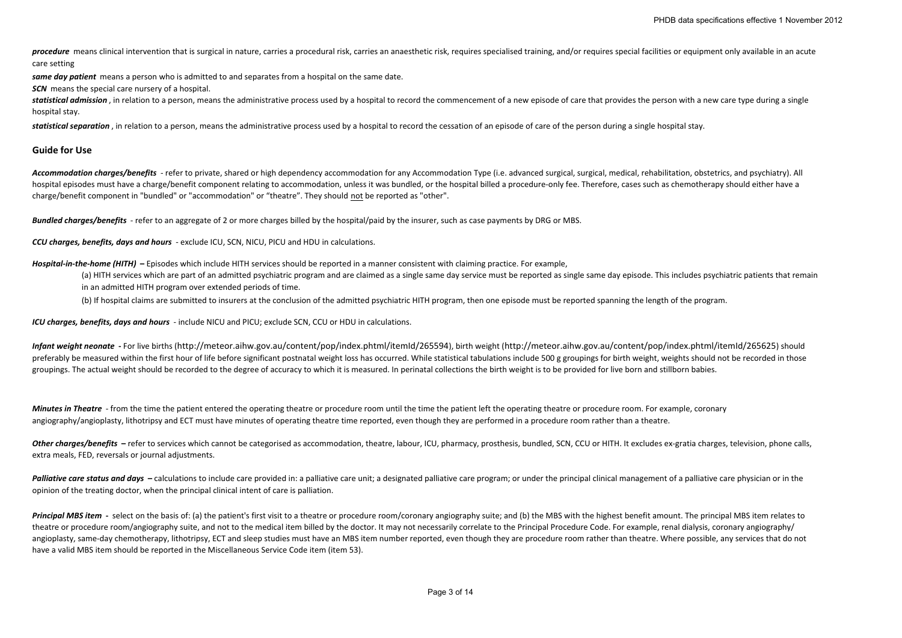***procedure*** means clinical intervention that is surgical in nature, carries a procedural risk, carries an anaesthetic risk, requires specialised training, and/or requires special facilities or equipment only available in an acute care setting

***same day patient*** means a person who is admitted to and separates from a hospital on the same date.

***SCN*** means the special care nursery of a hospital.

***statistical admission*** , in relation to a person, means the administrative process used by a hospital to record the commencement of a new episode of care that provides the person with a new care type during a single hospital stay.

***statistical separation*** , in relation to a person, means the administrative process used by a hospital to record the cessation of an episode of care of the person during a single hospital stay.

## Guide for Use

***Accommodation charges/benefits*** - refer to private, shared or high dependency accommodation for any Accommodation Type (i.e. advanced surgical, surgical, medical, rehabilitation, obstetrics, and psychiatry). All hospital episodes must have a charge/benefit component relating to accommodation, unless it was bundled, or the hospital billed a procedure-only fee. Therefore, cases such as chemotherapy should either have a charge/benefit component in "bundled" or "accommodation" or "theatre". They should not be reported as "other".

***Bundled charges/benefits*** - refer to an aggregate of 2 or more charges billed by the hospital/paid by the insurer, such as case payments by DRG or MBS.

***CCU charges, benefits, days and hours*** - exclude ICU, SCN, NICU, PICU and HDU in calculations.

***Hospital-in-the-home (HITH)*** **–** Episodes which include HITH services should be reported in a manner consistent with claiming practice. For example,

(a) HITH services which are part of an admitted psychiatric program and are claimed as a single same day service must be reported as single same day episode. This includes psychiatric patients that remain in an admitted HITH program over extended periods of time.

(b) If hospital claims are submitted to insurers at the conclusion of the admitted psychiatric HITH program, then one episode must be reported spanning the length of the program.

***ICU charges, benefits, days and hours*** - include NICU and PICU; exclude SCN, CCU or HDU in calculations.

***Infant weight neonate*** **-** For live births (http://meteor.aihw.gov.au/content/pop/index.phtml/itemId/265594), birth weight (http://meteor.aihw.gov.au/content/pop/index.phtml/itemId/265625) should preferably be measured within the first hour of life before significant postnatal weight loss has occurred. While statistical tabulations include 500 g groupings for birth weight, weights should not be recorded in those groupings. The actual weight should be recorded to the degree of accuracy to which it is measured. In perinatal collections the birth weight is to be provided for live born and stillborn babies.

***Minutes in Theatre*** - from the time the patient entered the operating theatre or procedure room until the time the patient left the operating theatre or procedure room. For example, coronary angiography/angioplasty, lithotripsy and ECT must have minutes of operating theatre time reported, even though they are performed in a procedure room rather than a theatre.

***Other charges/benefits*** **–** refer to services which cannot be categorised as accommodation, theatre, labour, ICU, pharmacy, prosthesis, bundled, SCN, CCU or HITH. It excludes ex-gratia charges, television, phone calls, extra meals, FED, reversals or journal adjustments.

***Palliative care status and days*** **–** calculations to include care provided in: a palliative care unit; a designated palliative care program; or under the principal clinical management of a palliative care physician or in the opinion of the treating doctor, when the principal clinical intent of care is palliation.

***Principal MBS item*** **-** select on the basis of: (a) the patient's first visit to a theatre or procedure room/coronary angiography suite; and (b) the MBS with the highest benefit amount. The principal MBS item relates to theatre or procedure room/angiography suite, and not to the medical item billed by the doctor. It may not necessarily correlate to the Principal Procedure Code. For example, renal dialysis, coronary angiography/ angioplasty, same-day chemotherapy, lithotripsy, ECT and sleep studies must have an MBS item number reported, even though they are procedure room rather than theatre. Where possible, any services that do not have a valid MBS item should be reported in the Miscellaneous Service Code item (item 53).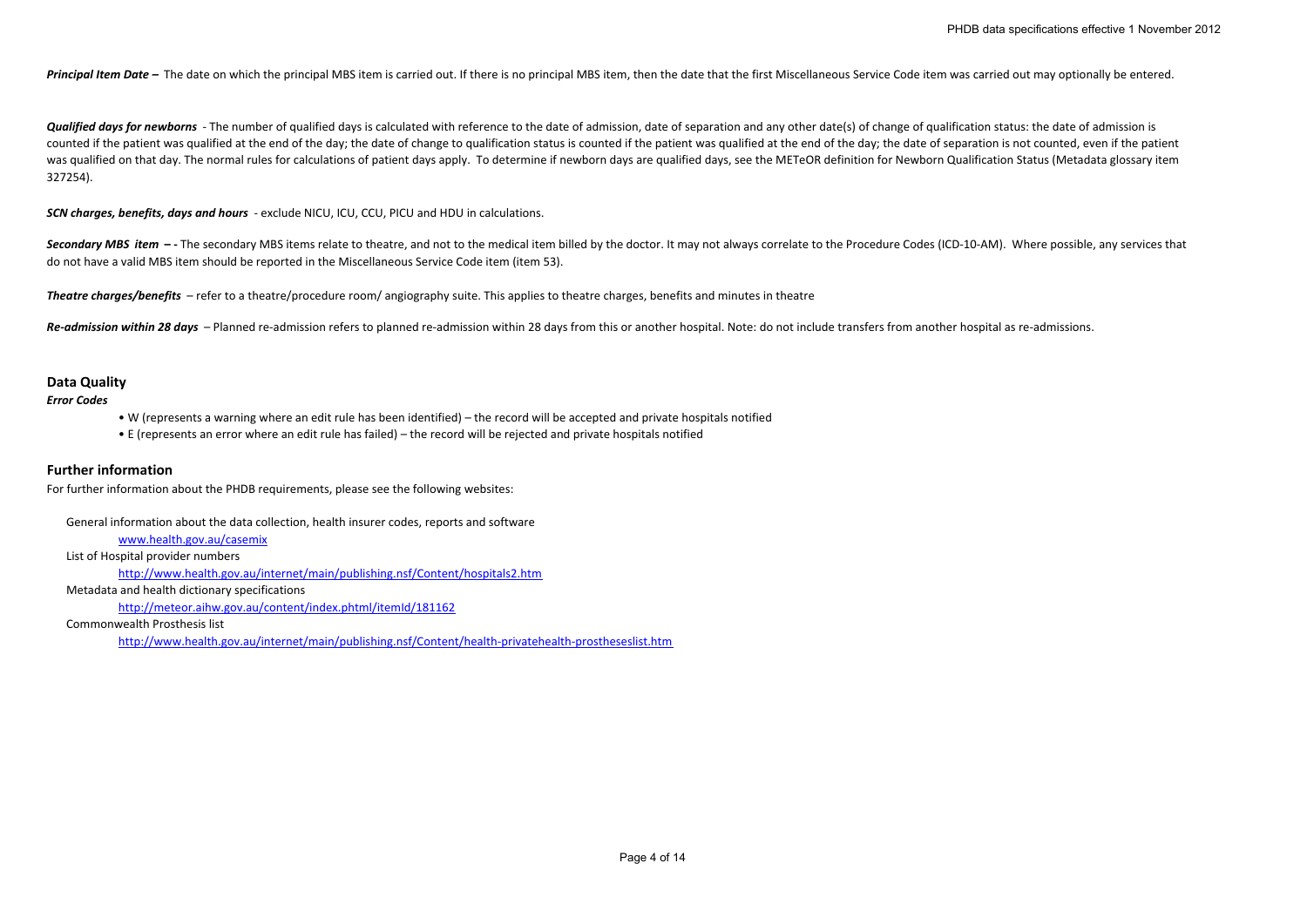***Principal Item Date –*** The date on which the principal MBS item is carried out. If there is no principal MBS item, then the date that the first Miscellaneous Service Code item was carried out may optionally be entered.

***Qualified days for newborns*** - The number of qualified days is calculated with reference to the date of admission, date of separation and any other date(s) of change of qualification status: the date of admission is counted if the patient was qualified at the end of the day; the date of change to qualification status is counted if the patient was qualified at the end of the day; the date of separation is not counted, even if the patient was qualified on that day. The normal rules for calculations of patient days apply. To determine if newborn days are qualified days, see the METeOR definition for Newborn Qualification Status (Metadata glossary item 327254).

***SCN charges, benefits, days and hours*** - exclude NICU, ICU, CCU, PICU and HDU in calculations.

***Secondary MBS item –*** - The secondary MBS items relate to theatre, and not to the medical item billed by the doctor. It may not always correlate to the Procedure Codes (ICD-10-AM). Where possible, any services that do not have a valid MBS item should be reported in the Miscellaneous Service Code item (item 53).

***Theatre charges/benefits*** – refer to a theatre/procedure room/ angiography suite. This applies to theatre charges, benefits and minutes in theatre

***Re-admission within 28 days*** – Planned re-admission refers to planned re-admission within 28 days from this or another hospital. Note: do not include transfers from another hospital as re-admissions.

## Data Quality

***Error Codes***

- W (represents a warning where an edit rule has been identified) – the record will be accepted and private hospitals notified
- E (represents an error where an edit rule has failed) – the record will be rejected and private hospitals notified

## Further information

For further information about the PHDB requirements, please see the following websites:

General information about the data collection, health insurer codes, reports and software

www.health.gov.au/casemix

List of Hospital provider numbers

http://www.health.gov.au/internet/main/publishing.nsf/Content/hospitals2.htm

Metadata and health dictionary specifications

http://meteor.aihw.gov.au/content/index.phtml/itemId/181162

Commonwealth Prosthesis list

http://www.health.gov.au/internet/main/publishing.nsf/Content/health-privatehealth-prostheseslist.htm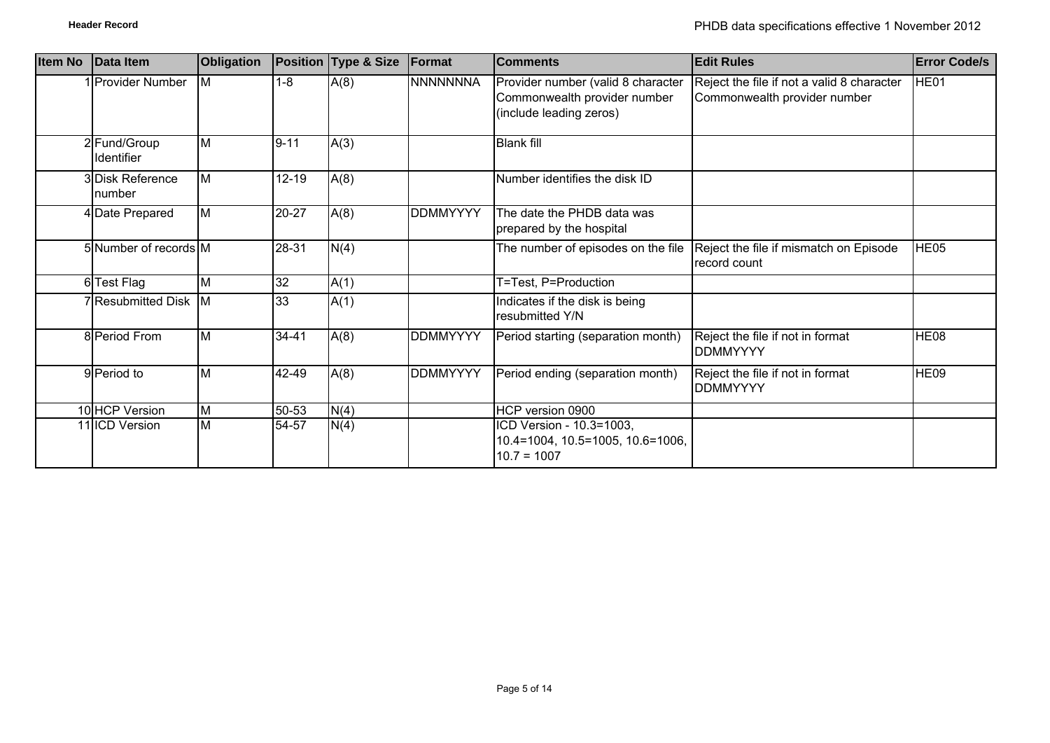| Item No | Data Item | Obligation | Position | Type & Size | Format | Comments | Edit Rules | Error Code/s |
|---|---|---|---|---|---|---|---|---|
| 1 | Provider Number | M | 1-8 | A(8) | NNNNNNNA | Provider number (valid 8 character Commonwealth provider number (include leading zeros) | Reject the file if not a valid 8 character Commonwealth provider number | HE01 |
| 2 | Fund/Group Identifier | M | 9-11 | A(3) | | Blank fill | | |
| 3 | Disk Reference number | M | 12-19 | A(8) | | Number identifies the disk ID | | |
| 4 | Date Prepared | M | 20-27 | A(8) | DDMMYYYY | The date the PHDB data was prepared by the hospital | | |
| 5 | Number of records | M | 28-31 | N(4) | | The number of episodes on the file | Reject the file if mismatch on Episode record count | HE05 |
| 6 | Test Flag | M | 32 | A(1) | | T=Test, P=Production | | |
| 7 | Resubmitted Disk | M | 33 | A(1) | | Indicates if the disk is being resubmitted Y/N | | |
| 8 | Period From | M | 34-41 | A(8) | DDMMYYYY | Period starting (separation month) | Reject the file if not in format DDMMYYYY | HE08 |
| 9 | Period to | M | 42-49 | A(8) | DDMMYYYY | Period ending (separation month) | Reject the file if not in format DDMMYYYY | HE09 |
| 10 | HCP Version | M | 50-53 | N(4) | | HCP version 0900 | | |
| 11 | ICD Version | M | 54-57 | N(4) | | ICD Version - 10.3=1003, 10.4=1004, 10.5=1005, 10.6=1006, 10.7 = 1007 | | |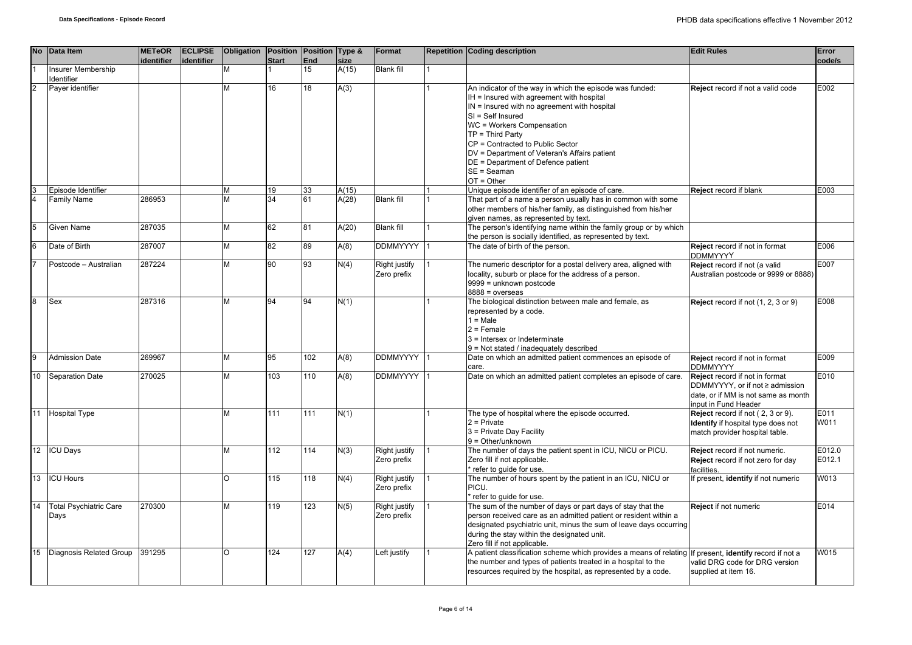| No | Data Item | METeOR identifier | ECLIPSE identifier | Obligation | Position Start | Position End | Type & size | Format | Repetition | Coding description | Edit Rules | Error code/s |
|---|---|---|---|---|---|---|---|---|---|---|---|---|
| 1 | Insurer Membership Identifier | | | M | 1 | 15 | A(15) | Blank fill | 1 | | | |
| 2 | Payer identifier | | | M | 16 | 18 | A(3) | | 1 | An indicator of the way in which the episode was funded:<br>IH = Insured with agreement with hospital<br>IN = Insured with no agreement with hospital<br>SI = Self Insured<br>WC = Workers Compensation<br>TP = Third Party<br>CP = Contracted to Public Sector<br>DV = Department of Veteran's Affairs patient<br>DE = Department of Defence patient<br>SE = Seaman<br>OT = Other | **Reject** record if not a valid code | E002 |
| 3 | Episode Identifier | | | M | 19 | 33 | A(15) | | 1 | Unique episode identifier of an episode of care. | **Reject** record if blank | E003 |
| 4 | Family Name | 286953 | | M | 34 | 61 | A(28) | Blank fill | 1 | That part of a name a person usually has in common with some other members of his/her family, as distinguished from his/her given names, as represented by text. | | |
| 5 | Given Name | 287035 | | M | 62 | 81 | A(20) | Blank fill | 1 | The person's identifying name within the family group or by which the person is socially identified, as represented by text. | | |
| 6 | Date of Birth | 287007 | | M | 82 | 89 | A(8) | DDMMYYYY | 1 | The date of birth of the person. | **Reject** record if not in format DDMMYYYY | E006 |
| 7 | Postcode – Australian | 287224 | | M | 90 | 93 | N(4) | Right justify Zero prefix | 1 | The numeric descriptor for a postal delivery area, aligned with locality, suburb or place for the address of a person.<br>9999 = unknown postcode<br>8888 = overseas | **Reject** record if not (a valid Australian postcode or 9999 or 8888) | E007 |
| 8 | Sex | 287316 | | M | 94 | 94 | N(1) | | 1 | The biological distinction between male and female, as represented by a code.<br>1 = Male<br>2 = Female<br>3 = Intersex or Indeterminate<br>9 = Not stated / inadequately described | **Reject** record if not (1, 2, 3 or 9) | E008 |
| 9 | Admission Date | 269967 | | M | 95 | 102 | A(8) | DDMMYYYY | 1 | Date on which an admitted patient commences an episode of care. | **Reject** record if not in format DDMMYYYY | E009 |
| 10 | Separation Date | 270025 | | M | 103 | 110 | A(8) | DDMMYYYY | 1 | Date on which an admitted patient completes an episode of care. | **Reject** record if not in format DDMMYYYY, or if not ≥ admission date, or if MM is not same as month input in Fund Header | E010 |
| 11 | Hospital Type | | | M | 111 | 111 | N(1) | | 1 | The type of hospital where the episode occurred.<br>2 = Private<br>3 = Private Day Facility<br>9 = Other/unknown | **Reject** record if not ( 2, 3 or 9).<br>**Identify** if hospital type does not match provider hospital table. | E011<br>W011 |
| 12 | ICU Days | | | M | 112 | 114 | N(3) | Right justify Zero prefix | 1 | The number of days the patient spent in ICU, NICU or PICU.<br>Zero fill if not applicable.<br>* refer to guide for use. | **Reject** record if not numeric.<br>**Reject** record if not zero for day facilities. | E012.0<br>E012.1 |
| 13 | ICU Hours | | | O | 115 | 118 | N(4) | Right justify Zero prefix | 1 | The number of hours spent by the patient in an ICU, NICU or PICU.<br>* refer to guide for use. | If present, **identify** if not numeric | W013 |
| 14 | Total Psychiatric Care Days | 270300 | | M | 119 | 123 | N(5) | Right justify Zero prefix | 1 | The sum of the number of days or part days of stay that the person received care as an admitted patient or resident within a designated psychiatric unit, minus the sum of leave days occurring during the stay within the designated unit.<br>Zero fill if not applicable. | **Reject** if not numeric | E014 |
| 15 | Diagnosis Related Group | 391295 | | O | 124 | 127 | A(4) | Left justify | 1 | A patient classification scheme which provides a means of relating the number and types of patients treated in a hospital to the resources required by the hospital, as represented by a code. | If present, **identify** record if not a valid DRG code for DRG version supplied at item 16. | W015 |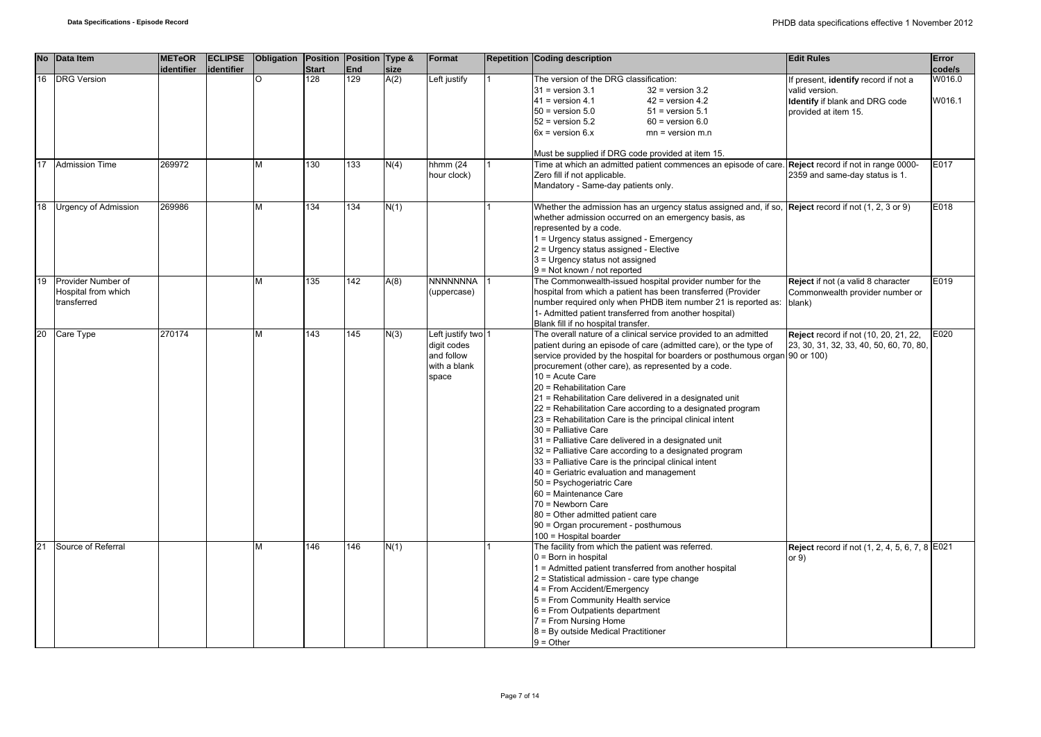| No | Data Item | METeOR identifier | ECLIPSE identifier | Obligation | Position Start | Position End | Type & size | Format | Repetition | Coding description | Edit Rules | Error code/s |
|---|---|---|---|---|---|---|---|---|---|---|---|---|
| 16 | DRG Version | | | O | 128 | 129 | A(2) | Left justify | 1 | The version of the DRG classification:<br>31 = version 3.1 32 = version 3.2<br>41 = version 4.1 42 = version 4.2<br>50 = version 5.0 51 = version 5.1<br>52 = version 5.2 60 = version 6.0<br>6x = version 6.x mn = version m.n<br><br>Must be supplied if DRG code provided at item 15. | If present, **identify** record if not a valid version.<br>**Identify** if blank and DRG code provided at item 15. | W016.0<br><br>W016.1 |
| 17 | Admission Time | 269972 | | M | 130 | 133 | N(4) | hhmm (24 hour clock) | 1 | Time at which an admitted patient commences an episode of care.<br>Zero fill if not applicable.<br>Mandatory - Same-day patients only. | **Reject** record if not in range 0000-2359 and same-day status is 1. | E017 |
| 18 | Urgency of Admission | 269986 | | M | 134 | 134 | N(1) | | 1 | Whether the admission has an urgency status assigned and, if so, whether admission occurred on an emergency basis, as represented by a code.<br>1 = Urgency status assigned - Emergency<br>2 = Urgency status assigned - Elective<br>3 = Urgency status not assigned<br>9 = Not known / not reported | **Reject** record if not (1, 2, 3 or 9) | E018 |
| 19 | Provider Number of Hospital from which transferred | | | M | 135 | 142 | A(8) | NNNNNNNA (uppercase) | 1 | The Commonwealth-issued hospital provider number for the hospital from which a patient has been transferred (Provider number required only when PHDB item number 21 is reported as: 1- Admitted patient transferred from another hospital)<br>Blank fill if no hospital transfer. | **Reject** if not (a valid 8 character Commonwealth provider number or blank) | E019 |
| 20 | Care Type | 270174 | | M | 143 | 145 | N(3) | Left justify two digit codes and follow with a blank space | 1 | The overall nature of a clinical service provided to an admitted patient during an episode of care (admitted care), or the type of service provided by the hospital for boarders or posthumous organ procurement (other care), as represented by a code.<br>10 = Acute Care<br>20 = Rehabilitation Care<br>21 = Rehabilitation Care delivered in a designated unit<br>22 = Rehabilitation Care according to a designated program<br>23 = Rehabilitation Care is the principal clinical intent<br>30 = Palliative Care<br>31 = Palliative Care delivered in a designated unit<br>32 = Palliative Care according to a designated program<br>33 = Palliative Care is the principal clinical intent<br>40 = Geriatric evaluation and management<br>50 = Psychogeriatric Care<br>60 = Maintenance Care<br>70 = Newborn Care<br>80 = Other admitted patient care<br>90 = Organ procurement - posthumous<br>100 = Hospital boarder | **Reject** record if not (10, 20, 21, 22, 23, 30, 31, 32, 33, 40, 50, 60, 70, 80, 90 or 100) | E020 |
| 21 | Source of Referral | | | M | 146 | 146 | N(1) | | 1 | The facility from which the patient was referred.<br>0 = Born in hospital<br>1 = Admitted patient transferred from another hospital<br>2 = Statistical admission - care type change<br>4 = From Accident/Emergency<br>5 = From Community Health service<br>6 = From Outpatients department<br>7 = From Nursing Home<br>8 = By outside Medical Practitioner<br>9 = Other | **Reject** record if not (1, 2, 4, 5, 6, 7, 8 or 9) | E021 |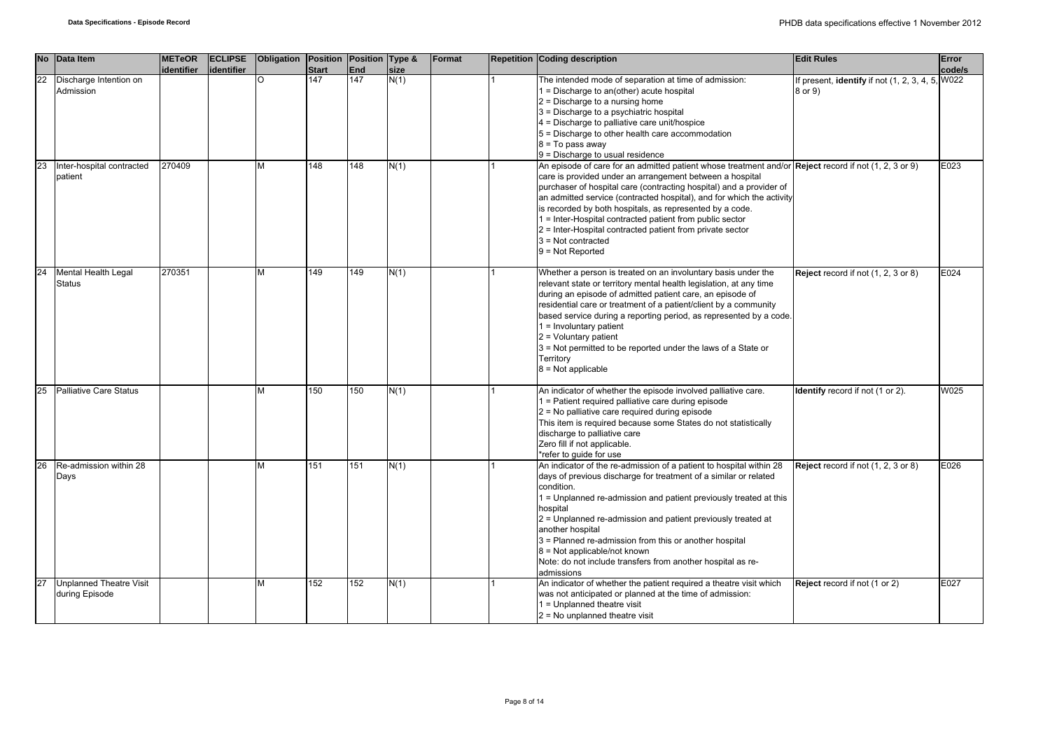| No | Data Item | METeOR identifier | ECLIPSE identifier | Obligation | Position Start | Position End | Type & size | Format | Repetition | Coding description | Edit Rules | Error code/s |
|---|---|---|---|---|---|---|---|---|---|---|---|---|
| 22 | Discharge Intention on Admission | | | O | 147 | 147 | N(1) | | 1 | The intended mode of separation at time of admission:<br>1 = Discharge to an(other) acute hospital<br>2 = Discharge to a nursing home<br>3 = Discharge to a psychiatric hospital<br>4 = Discharge to palliative care unit/hospice<br>5 = Discharge to other health care accommodation<br>8 = To pass away<br>9 = Discharge to usual residence | If present, **identify** if not (1, 2, 3, 4, 5, 8 or 9) | W022 |
| 23 | Inter-hospital contracted patient | 270409 | | M | 148 | 148 | N(1) | | 1 | An episode of care for an admitted patient whose treatment and/or care is provided under an arrangement between a hospital purchaser of hospital care (contracting hospital) and a provider of an admitted service (contracted hospital), and for which the activity is recorded by both hospitals, as represented by a code.<br>1 = Inter-Hospital contracted patient from public sector<br>2 = Inter-Hospital contracted patient from private sector<br>3 = Not contracted<br>9 = Not Reported | **Reject** record if not (1, 2, 3 or 9) | E023 |
| 24 | Mental Health Legal Status | 270351 | | M | 149 | 149 | N(1) | | 1 | Whether a person is treated on an involuntary basis under the relevant state or territory mental health legislation, at any time during an episode of admitted patient care, an episode of residential care or treatment of a patient/client by a community based service during a reporting period, as represented by a code.<br>1 = Involuntary patient<br>2 = Voluntary patient<br>3 = Not permitted to be reported under the laws of a State or Territory<br>8 = Not applicable | **Reject** record if not (1, 2, 3 or 8) | E024 |
| 25 | Palliative Care Status | | | M | 150 | 150 | N(1) | | 1 | An indicator of whether the episode involved palliative care.<br>1 = Patient required palliative care during episode<br>2 = No palliative care required during episode<br>This item is required because some States do not statistically discharge to palliative care<br>Zero fill if not applicable.<br>*refer to guide for use | **Identify** record if not (1 or 2). | W025 |
| 26 | Re-admission within 28 Days | | | M | 151 | 151 | N(1) | | 1 | An indicator of the re-admission of a patient to hospital within 28 days of previous discharge for treatment of a similar or related condition.<br>1 = Unplanned re-admission and patient previously treated at this hospital<br>2 = Unplanned re-admission and patient previously treated at another hospital<br>3 = Planned re-admission from this or another hospital<br>8 = Not applicable/not known<br>Note: do not include transfers from another hospital as re-admissions | **Reject** record if not (1, 2, 3 or 8) | E026 |
| 27 | Unplanned Theatre Visit during Episode | | | M | 152 | 152 | N(1) | | 1 | An indicator of whether the patient required a theatre visit which was not anticipated or planned at the time of admission:<br>1 = Unplanned theatre visit<br>2 = No unplanned theatre visit | **Reject** record if not (1 or 2) | E027 |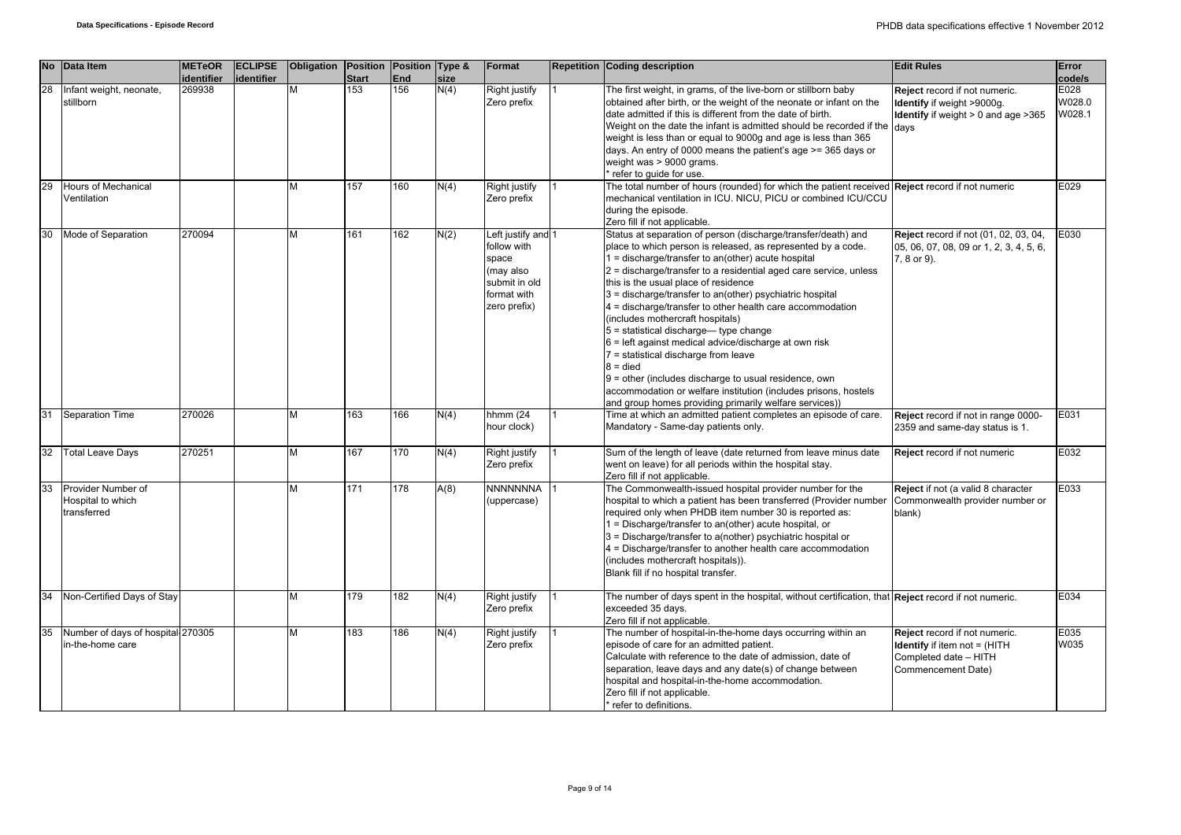| No | Data Item | METeOR identifier | ECLIPSE identifier | Obligation | Position Start | Position End | Type & size | Format | Repetition | Coding description | Edit Rules | Error code/s |
|---|---|---|---|---|---|---|---|---|---|---|---|---|
| 28 | Infant weight, neonate, stillborn | 269938 | | M | 153 | 156 | N(4) | Right justify Zero prefix | 1 | The first weight, in grams, of the live-born or stillborn baby obtained after birth, or the weight of the neonate or infant on the date admitted if this is different from the date of birth.<br>Weight on the date the infant is admitted should be recorded if the weight is less than or equal to 9000g and age is less than 365 days. An entry of 0000 means the patient's age >= 365 days or weight was > 9000 grams.<br>* refer to guide for use. | **Reject** record if not numeric.<br>**Identify** if weight >9000g.<br>**Identify** if weight > 0 and age >365 days | E028<br>W028.0<br>W028.1 |
| 29 | Hours of Mechanical Ventilation | | | M | 157 | 160 | N(4) | Right justify Zero prefix | 1 | The total number of hours (rounded) for which the patient received mechanical ventilation in ICU. NICU, PICU or combined ICU/CCU during the episode.<br>Zero fill if not applicable. | **Reject** record if not numeric | E029 |
| 30 | Mode of Separation | 270094 | | M | 161 | 162 | N(2) | Left justify and follow with space (may also submit in old format with zero prefix) | 1 | Status at separation of person (discharge/transfer/death) and place to which person is released, as represented by a code.<br>1 = discharge/transfer to an(other) acute hospital<br>2 = discharge/transfer to a residential aged care service, unless this is the usual place of residence<br>3 = discharge/transfer to an(other) psychiatric hospital<br>4 = discharge/transfer to other health care accommodation (includes mothercraft hospitals)<br>5 = statistical discharge— type change<br>6 = left against medical advice/discharge at own risk<br>7 = statistical discharge from leave<br>8 = died<br>9 = other (includes discharge to usual residence, own accommodation or welfare institution (includes prisons, hostels and group homes providing primarily welfare services)) | **Reject** record if not (01, 02, 03, 04, 05, 06, 07, 08, 09 or 1, 2, 3, 4, 5, 6, 7, 8 or 9). | E030 |
| 31 | Separation Time | 270026 | | M | 163 | 166 | N(4) | hhmm (24 hour clock) | 1 | Time at which an admitted patient completes an episode of care. Mandatory - Same-day patients only. | **Reject** record if not in range 0000-2359 and same-day status is 1. | E031 |
| 32 | Total Leave Days | 270251 | | M | 167 | 170 | N(4) | Right justify Zero prefix | 1 | Sum of the length of leave (date returned from leave minus date went on leave) for all periods within the hospital stay.<br>Zero fill if not applicable. | **Reject** record if not numeric | E032 |
| 33 | Provider Number of Hospital to which transferred | | | M | 171 | 178 | A(8) | NNNNNNNA (uppercase) | 1 | The Commonwealth-issued hospital provider number for the hospital to which a patient has been transferred (Provider number required only when PHDB item number 30 is reported as:<br>1 = Discharge/transfer to an(other) acute hospital, or<br>3 = Discharge/transfer to a(nother) psychiatric hospital or<br>4 = Discharge/transfer to another health care accommodation (includes mothercraft hospitals)).<br>Blank fill if no hospital transfer. | **Reject** if not (a valid 8 character Commonwealth provider number or blank) | E033 |
| 34 | Non-Certified Days of Stay | | | M | 179 | 182 | N(4) | Right justify Zero prefix | 1 | The number of days spent in the hospital, without certification, that exceeded 35 days.<br>Zero fill if not applicable. | **Reject** record if not numeric. | E034 |
| 35 | Number of days of hospital in-the-home care | 270305 | | M | 183 | 186 | N(4) | Right justify Zero prefix | 1 | The number of hospital-in-the-home days occurring within an episode of care for an admitted patient.<br>Calculate with reference to the date of admission, date of separation, leave days and any date(s) of change between hospital and hospital-in-the-home accommodation.<br>Zero fill if not applicable.<br>* refer to definitions. | **Reject** record if not numeric.<br>**Identify** if item not = (HITH Completed date – HITH Commencement Date) | E035<br>W035 |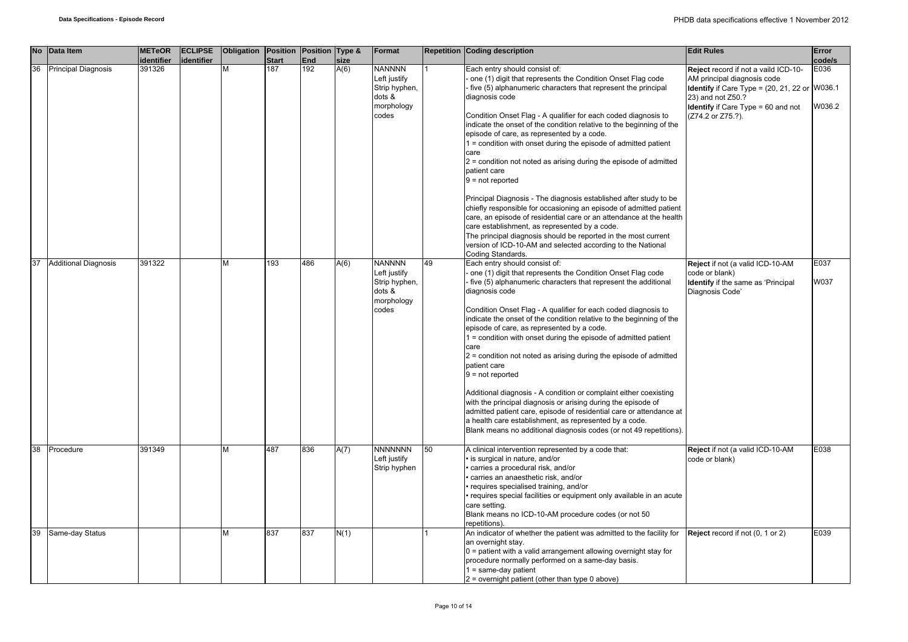| No | Data Item | METeOR identifier | ECLIPSE identifier | Obligation | Position Start | Position End | Type & size | Format | Repetition | Coding description | Edit Rules | Error code/s |
|---|---|---|---|---|---|---|---|---|---|---|---|---|
| 36 | Principal Diagnosis | 391326 | | M | 187 | 192 | A(6) | NANNNN Left justify Strip hyphen, dots & morphology codes | 1 | Each entry should consist of:<br>- one (1) digit that represents the Condition Onset Flag code<br>- five (5) alphanumeric characters that represent the principal diagnosis code<br><br>Condition Onset Flag - A qualifier for each coded diagnosis to indicate the onset of the condition relative to the beginning of the episode of care, as represented by a code.<br>1 = condition with onset during the episode of admitted patient care<br>2 = condition not noted as arising during the episode of admitted patient care<br>9 = not reported<br><br>Principal Diagnosis - The diagnosis established after study to be chiefly responsible for occasioning an episode of admitted patient care, an episode of residential care or an attendance at the health care establishment, as represented by a code.<br>The principal diagnosis should be reported in the most current version of ICD-10-AM and selected according to the National Coding Standards. | **Reject** record if not a vaild ICD-10-AM principal diagnosis code<br>**Identify** if Care Type = (20, 21, 22 or 23) and not Z50.?<br>**Identify** if Care Type = 60 and not (Z74.2 or Z75.?). | E036<br>W036.1<br>W036.2 |
| 37 | Additional Diagnosis | 391322 | | M | 193 | 486 | A(6) | NANNNN Left justify Strip hyphen, dots & morphology codes | 49 | Each entry should consist of:<br>- one (1) digit that represents the Condition Onset Flag code<br>- five (5) alphanumeric characters that represent the additional diagnosis code<br><br>Condition Onset Flag - A qualifier for each coded diagnosis to indicate the onset of the condition relative to the beginning of the episode of care, as represented by a code.<br>1 = condition with onset during the episode of admitted patient care<br>2 = condition not noted as arising during the episode of admitted patient care<br>9 = not reported<br><br>Additional diagnosis - A condition or complaint either coexisting with the principal diagnosis or arising during the episode of admitted patient care, episode of residential care or attendance at a health care establishment, as represented by a code.<br>Blank means no additional diagnosis codes (or not 49 repetitions). | **Reject** if not (a valid ICD-10-AM code or blank)<br>**Identify** if the same as 'Principal Diagnosis Code' | E037<br>W037 |
| 38 | Procedure | 391349 | | M | 487 | 836 | A(7) | NNNNNNN Left justify Strip hyphen | 50 | A clinical intervention represented by a code that:<br>• is surgical in nature, and/or<br>• carries a procedural risk, and/or<br>• carries an anaesthetic risk, and/or<br>• requires specialised training, and/or<br>• requires special facilities or equipment only available in an acute care setting.<br>Blank means no ICD-10-AM procedure codes (or not 50 repetitions). | **Reject** if not (a valid ICD-10-AM code or blank) | E038 |
| 39 | Same-day Status | | | M | 837 | 837 | N(1) | | 1 | An indicator of whether the patient was admitted to the facility for an overnight stay.<br>0 = patient with a valid arrangement allowing overnight stay for procedure normally performed on a same-day basis.<br>1 = same-day patient<br>2 = overnight patient (other than type 0 above) | **Reject** record if not (0, 1 or 2) | E039 |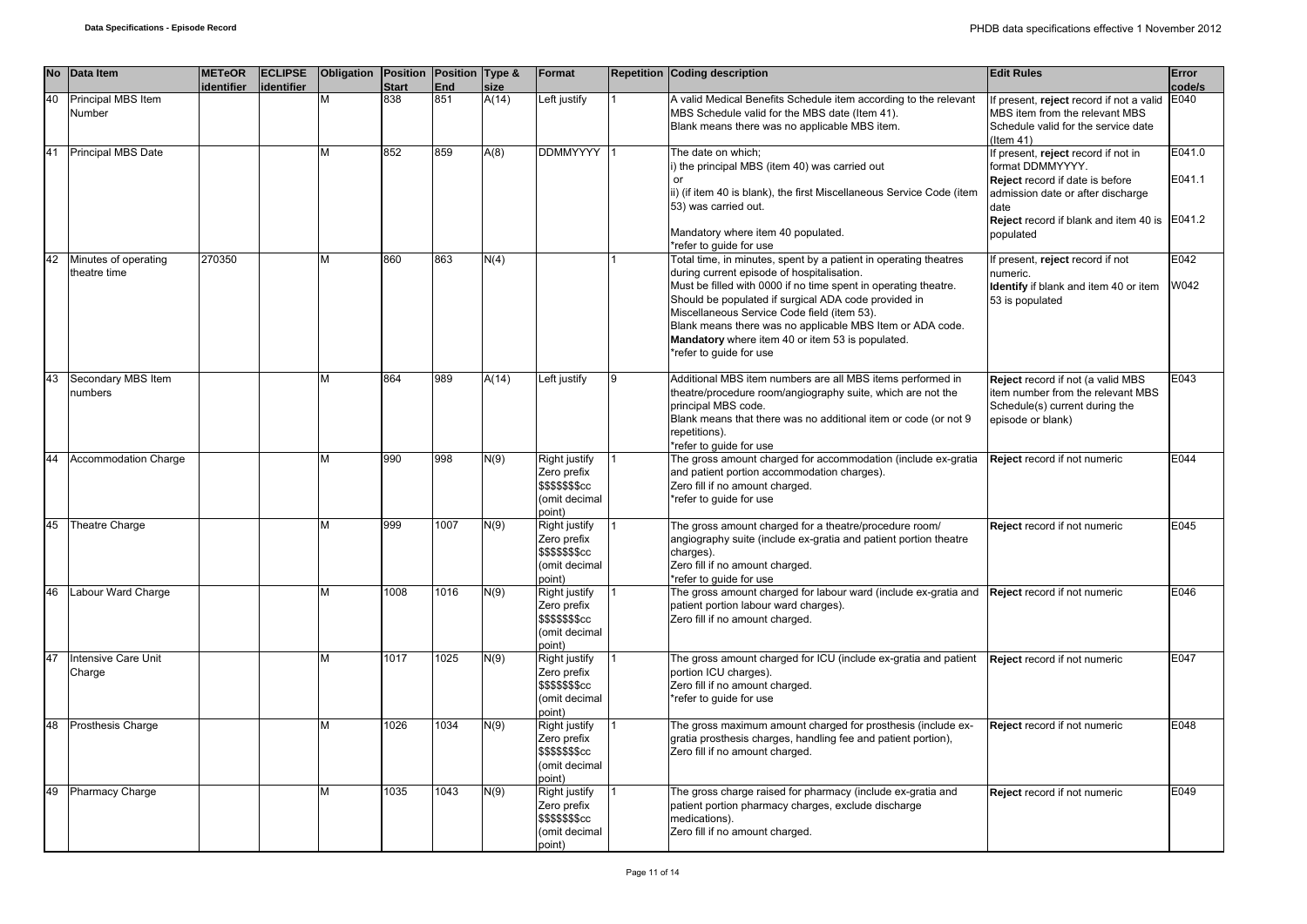| No | Data Item | METeOR identifier | ECLIPSE identifier | Obligation | Position Start | Position End | Type & size | Format | Repetition | Coding description | Edit Rules | Error code/s |
|---|---|---|---|---|---|---|---|---|---|---|---|---|
| 40 | Principal MBS Item Number | | | M | 838 | 851 | A(14) | Left justify | 1 | A valid Medical Benefits Schedule item according to the relevant MBS Schedule valid for the MBS date (Item 41).<br>Blank means there was no applicable MBS item. | If present, **reject** record if not a valid MBS item from the relevant MBS Schedule valid for the service date (Item 41) | E040 |
| 41 | Principal MBS Date | | | M | 852 | 859 | A(8) | DDMMYYYY | 1 | The date on which;<br>i) the principal MBS (item 40) was carried out<br>or<br>ii) (if item 40 is blank), the first Miscellaneous Service Code (item 53) was carried out.<br><br>Mandatory where item 40 populated.<br>*refer to guide for use | If present, **reject** record if not in format DDMMYYYY.<br>**Reject** record if date is before admission date or after discharge date<br>**Reject** record if blank and item 40 is populated | E041.0<br>E041.1<br>E041.2 |
| 42 | Minutes of operating theatre time | 270350 | | M | 860 | 863 | N(4) | | 1 | Total time, in minutes, spent by a patient in operating theatres during current episode of hospitalisation.<br>Must be filled with 0000 if no time spent in operating theatre.<br>Should be populated if surgical ADA code provided in Miscellaneous Service Code field (item 53).<br>Blank means there was no applicable MBS Item or ADA code.<br>**Mandatory** where item 40 or item 53 is populated.<br>*refer to guide for use | If present, **reject** record if not numeric.<br>**Identify** if blank and item 40 or item 53 is populated | E042<br>W042 |
| 43 | Secondary MBS Item numbers | | | M | 864 | 989 | A(14) | Left justify | 9 | Additional MBS item numbers are all MBS items performed in theatre/procedure room/angiography suite, which are not the principal MBS code.<br>Blank means that there was no additional item or code (or not 9 repetitions).<br>*refer to guide for use | **Reject** record if not (a valid MBS item number from the relevant MBS Schedule(s) current during the episode or blank) | E043 |
| 44 | Accommodation Charge | | | M | 990 | 998 | N(9) | Right justify Zero prefix $$$$$$$cc (omit decimal point) | 1 | The gross amount charged for accommodation (include ex-gratia and patient portion accommodation charges).<br>Zero fill if no amount charged.<br>*refer to guide for use | **Reject** record if not numeric | E044 |
| 45 | Theatre Charge | | | M | 999 | 1007 | N(9) | Right justify Zero prefix $$$$$$$cc (omit decimal point) | 1 | The gross amount charged for a theatre/procedure room/ angiography suite (include ex-gratia and patient portion theatre charges).<br>Zero fill if no amount charged.<br>*refer to guide for use | **Reject** record if not numeric | E045 |
| 46 | Labour Ward Charge | | | M | 1008 | 1016 | N(9) | Right justify Zero prefix $$$$$$$cc (omit decimal point) | 1 | The gross amount charged for labour ward (include ex-gratia and patient portion labour ward charges).<br>Zero fill if no amount charged. | **Reject** record if not numeric | E046 |
| 47 | Intensive Care Unit Charge | | | M | 1017 | 1025 | N(9) | Right justify Zero prefix $$$$$$$cc (omit decimal point) | 1 | The gross amount charged for ICU (include ex-gratia and patient portion ICU charges).<br>Zero fill if no amount charged.<br>*refer to guide for use | **Reject** record if not numeric | E047 |
| 48 | Prosthesis Charge | | | M | 1026 | 1034 | N(9) | Right justify Zero prefix $$$$$$$cc (omit decimal point) | 1 | The gross maximum amount charged for prosthesis (include ex-gratia prosthesis charges, handling fee and patient portion),<br>Zero fill if no amount charged. | **Reject** record if not numeric | E048 |
| 49 | Pharmacy Charge | | | M | 1035 | 1043 | N(9) | Right justify Zero prefix $$$$$$$cc (omit decimal point) | 1 | The gross charge raised for pharmacy (include ex-gratia and patient portion pharmacy charges, exclude discharge medications).<br>Zero fill if no amount charged. | **Reject** record if not numeric | E049 |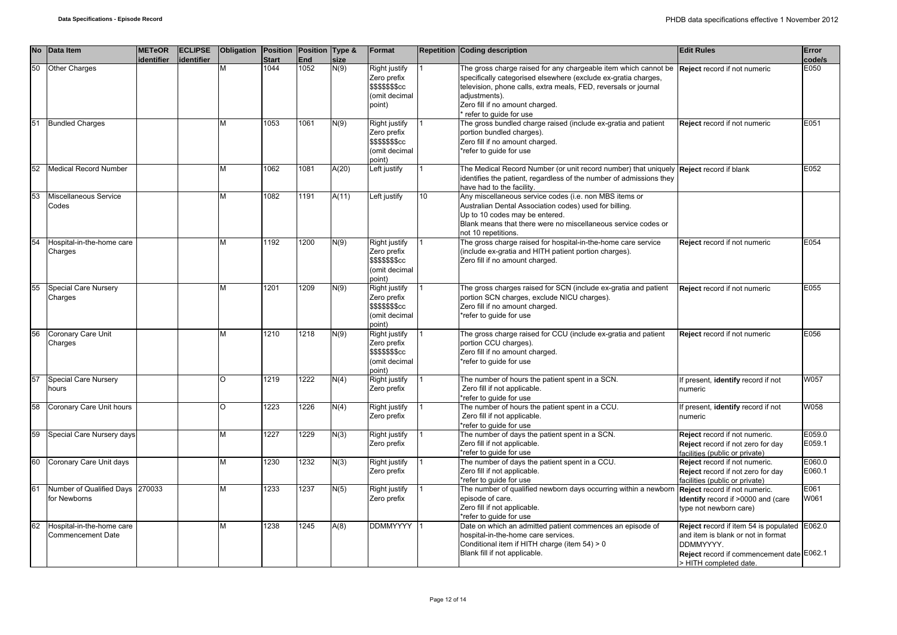| No | Data Item | METeOR identifier | ECLIPSE identifier | Obligation | Position Start | Position End | Type & size | Format | Repetition | Coding description | Edit Rules | Error code/s |
|---|---|---|---|---|---|---|---|---|---|---|---|---|
| 50 | Other Charges | | | M | 1044 | 1052 | N(9) | Right justify Zero prefix $$$$$$$cc (omit decimal point) | 1 | The gross charge raised for any chargeable item which cannot be specifically categorised elsewhere (exclude ex-gratia charges, television, phone calls, extra meals, FED, reversals or journal adjustments).<br>Zero fill if no amount charged.<br>* refer to guide for use | **Reject** record if not numeric | E050 |
| 51 | Bundled Charges | | | M | 1053 | 1061 | N(9) | Right justify Zero prefix $$$$$$$cc (omit decimal point) | 1 | The gross bundled charge raised (include ex-gratia and patient portion bundled charges).<br>Zero fill if no amount charged.<br>*refer to guide for use | **Reject** record if not numeric | E051 |
| 52 | Medical Record Number | | | M | 1062 | 1081 | A(20) | Left justify | 1 | The Medical Record Number (or unit record number) that uniquely identifies the patient, regardless of the number of admissions they have had to the facility. | **Reject** record if blank | E052 |
| 53 | Miscellaneous Service Codes | | | M | 1082 | 1191 | A(11) | Left justify | 10 | Any miscellaneous service codes (i.e. non MBS items or Australian Dental Association codes) used for billing.<br>Up to 10 codes may be entered.<br>Blank means that there were no miscellaneous service codes or not 10 repetitions. | | |
| 54 | Hospital-in-the-home care Charges | | | M | 1192 | 1200 | N(9) | Right justify Zero prefix $$$$$$$cc (omit decimal point) | 1 | The gross charge raised for hospital-in-the-home care service (include ex-gratia and HITH patient portion charges).<br>Zero fill if no amount charged. | **Reject** record if not numeric | E054 |
| 55 | Special Care Nursery Charges | | | M | 1201 | 1209 | N(9) | Right justify Zero prefix $$$$$$$cc (omit decimal point) | 1 | The gross charges raised for SCN (include ex-gratia and patient portion SCN charges, exclude NICU charges).<br>Zero fill if no amount charged.<br>*refer to guide for use | **Reject** record if not numeric | E055 |
| 56 | Coronary Care Unit Charges | | | M | 1210 | 1218 | N(9) | Right justify Zero prefix $$$$$$$cc (omit decimal point) | 1 | The gross charge raised for CCU (include ex-gratia and patient portion CCU charges).<br>Zero fill if no amount charged.<br>*refer to guide for use | **Reject** record if not numeric | E056 |
| 57 | Special Care Nursery hours | | | O | 1219 | 1222 | N(4) | Right justify Zero prefix | 1 | The number of hours the patient spent in a SCN.<br>Zero fill if not applicable.<br>*refer to guide for use | If present, **identify** record if not numeric | W057 |
| 58 | Coronary Care Unit hours | | | O | 1223 | 1226 | N(4) | Right justify Zero prefix | 1 | The number of hours the patient spent in a CCU.<br>Zero fill if not applicable.<br>*refer to guide for use | If present, **identify** record if not numeric | W058 |
| 59 | Special Care Nursery days | | | M | 1227 | 1229 | N(3) | Right justify Zero prefix | 1 | The number of days the patient spent in a SCN.<br>Zero fill if not applicable.<br>*refer to guide for use | **Reject** record if not numeric.<br>**Reject** record if not zero for day facilities (public or private) | E059.0<br>E059.1 |
| 60 | Coronary Care Unit days | | | M | 1230 | 1232 | N(3) | Right justify Zero prefix | 1 | The number of days the patient spent in a CCU.<br>Zero fill if not applicable.<br>*refer to guide for use | **Reject** record if not numeric.<br>**Reject** record if not zero for day facilities (public or private) | E060.0<br>E060.1 |
| 61 | Number of Qualified Days for Newborns | 270033 | | M | 1233 | 1237 | N(5) | Right justify Zero prefix | 1 | The number of qualified newborn days occurring within a newborn episode of care.<br>Zero fill if not applicable.<br>*refer to guide for use | **Reject** record if not numeric.<br>**Identify** record if >0000 and (care type not newborn care) | E061<br>W061 |
| 62 | Hospital-in-the-home care Commencement Date | | | M | 1238 | 1245 | A(8) | DDMMYYYY | 1 | Date on which an admitted patient commences an episode of hospital-in-the-home care services.<br>Conditional item if HITH charge (item 54) > 0<br>Blank fill if not applicable. | **Reject** record if item 54 is populated and item is blank or not in format DDMMYYYY.<br>**Reject** record if commencement date > HITH completed date. | E062.0<br>E062.1 |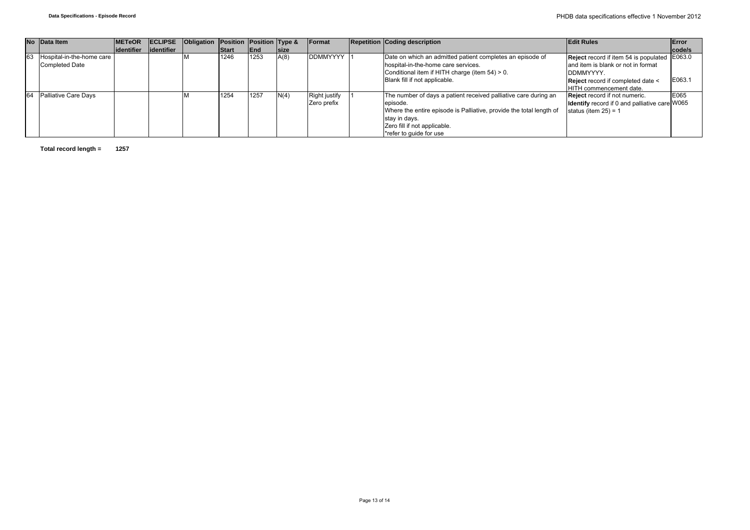| No | Data Item | METeOR identifier | ECLIPSE identifier | Obligation | Position Start | Position End | Type & size | Format | Repetition | Coding description | Edit Rules | Error code/s |
|---|---|---|---|---|---|---|---|---|---|---|---|---|
| 63 | Hospital-in-the-home care Completed Date | | | M | 1246 | 1253 | A(8) | DDMMYYYY | 1 | Date on which an admitted patient completes an episode of hospital-in-the-home care services.<br>Conditional item if HITH charge (item 54) > 0.<br>Blank fill if not applicable. | **Reject** record if item 54 is populated and item is blank or not in format DDMMYYYY.<br>**Reject** record if completed date < HITH commencement date. | E063.0<br>E063.1 |
| 64 | Palliative Care Days | | | M | 1254 | 1257 | N(4) | Right justify Zero prefix | 1 | The number of days a patient received palliative care during an episode.<br>Where the entire episode is Palliative, provide the total length of stay in days.<br>Zero fill if not applicable.<br>*refer to guide for use | **Reject** record if not numeric.<br>**Identify** record if 0 and palliative care status (item 25) = 1 | E065<br>W065 |

**Total record length = 1257**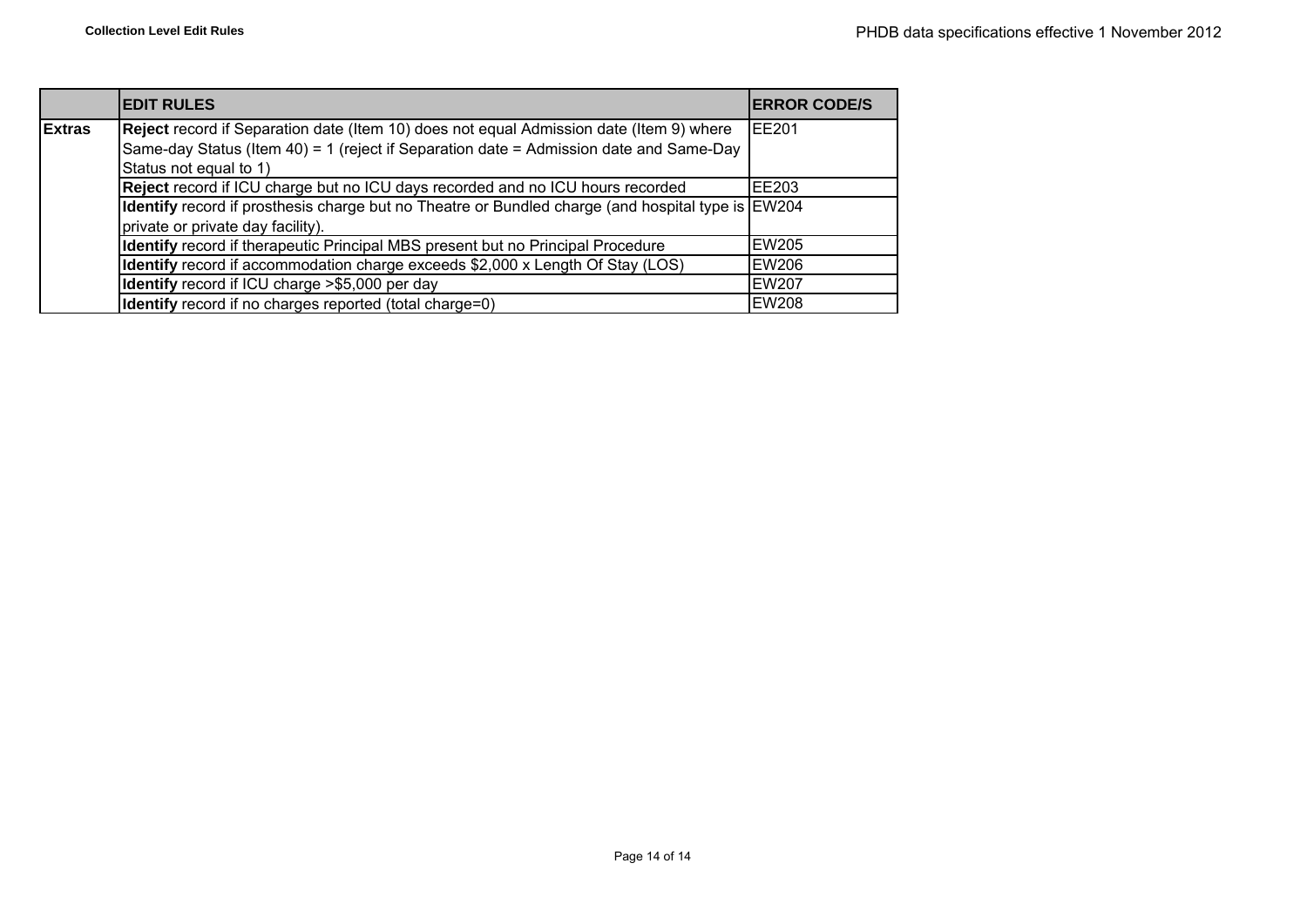| | EDIT RULES | ERROR CODE/S |
|---|---|---|
| Extras | **Reject** record if Separation date (Item 10) does not equal Admission date (Item 9) where Same-day Status (Item 40) = 1 (reject if Separation date = Admission date and Same-Day Status not equal to 1) | EE201 |
| | **Reject** record if ICU charge but no ICU days recorded and no ICU hours recorded | EE203 |
| | **Identify** record if prosthesis charge but no Theatre or Bundled charge (and hospital type is private or private day facility). | EW204 |
| | **Identify** record if therapeutic Principal MBS present but no Principal Procedure | EW205 |
| | **Identify** record if accommodation charge exceeds $2,000 x Length Of Stay (LOS) | EW206 |
| | **Identify** record if ICU charge >$5,000 per day | EW207 |
| | **Identify** record if no charges reported (total charge=0) | EW208 |